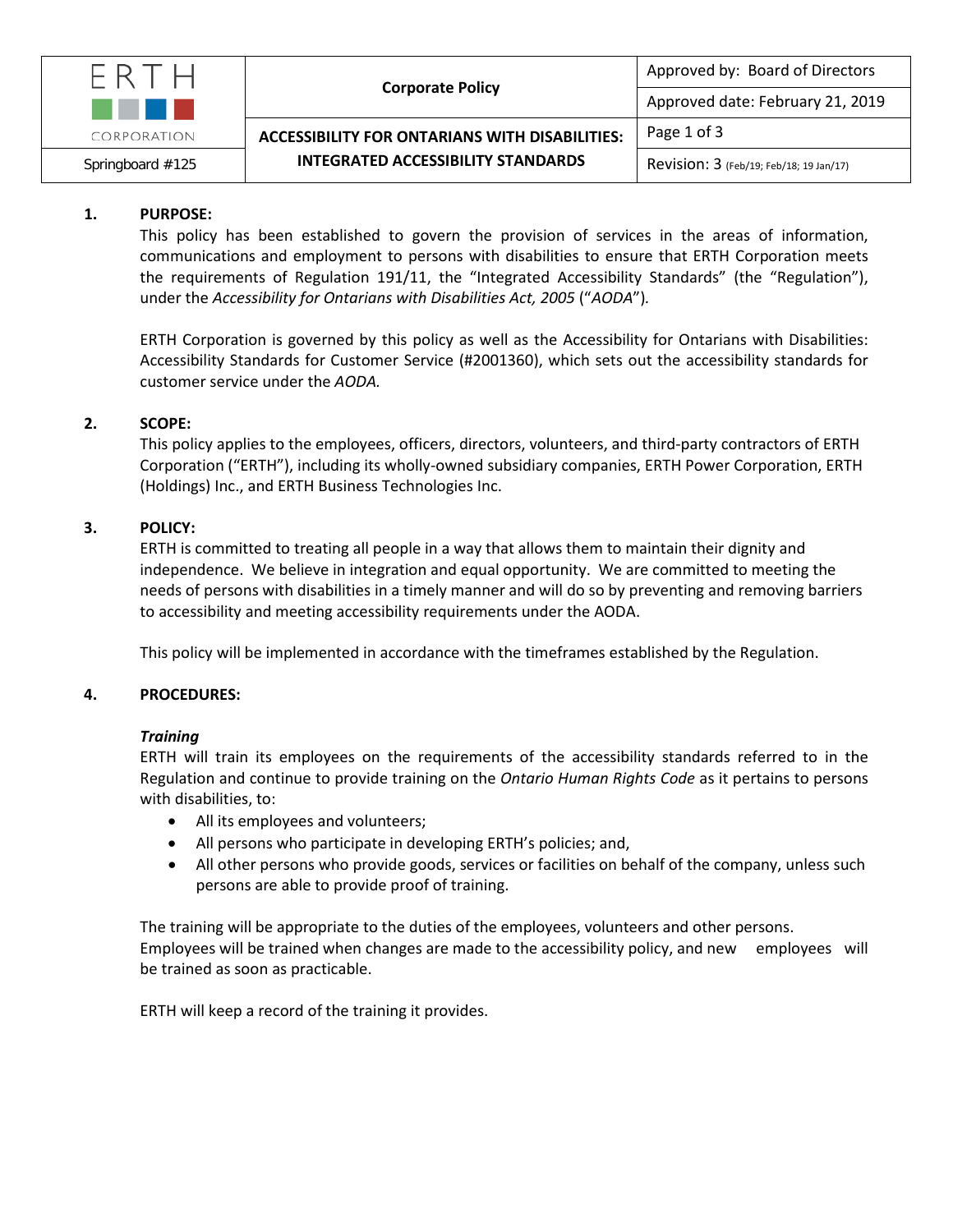| ERTH CORPORATION | Corporate Policy | Approved by: Board of Directors |
| --- | --- | --- |
| | | Approved date: February 21, 2019 |
| Springboard #125 | ACCESSIBILITY FOR ONTARIANS WITH DISABILITIES: INTEGRATED ACCESSIBILITY STANDARDS | Revision: 3 (Feb/19; Feb/18; 19 Jan/17) |

## 1. PURPOSE:

This policy has been established to govern the provision of services in the areas of information, communications and employment to persons with disabilities to ensure that ERTH Corporation meets the requirements of Regulation 191/11, the "Integrated Accessibility Standards" (the "Regulation"), under the *Accessibility for Ontarians with Disabilities Act, 2005* ("*AODA*").

ERTH Corporation is governed by this policy as well as the Accessibility for Ontarians with Disabilities: Accessibility Standards for Customer Service (#2001360), which sets out the accessibility standards for customer service under the *AODA.*

## 2. SCOPE:

This policy applies to the employees, officers, directors, volunteers, and third-party contractors of ERTH Corporation ("ERTH"), including its wholly-owned subsidiary companies, ERTH Power Corporation, ERTH (Holdings) Inc., and ERTH Business Technologies Inc.

## 3. POLICY:

ERTH is committed to treating all people in a way that allows them to maintain their dignity and independence. We believe in integration and equal opportunity. We are committed to meeting the needs of persons with disabilities in a timely manner and will do so by preventing and removing barriers to accessibility and meeting accessibility requirements under the AODA.

This policy will be implemented in accordance with the timeframes established by the Regulation.

## 4. PROCEDURES:

### *Training*

ERTH will train its employees on the requirements of the accessibility standards referred to in the Regulation and continue to provide training on the *Ontario Human Rights Code* as it pertains to persons with disabilities, to:

- All its employees and volunteers;
- All persons who participate in developing ERTH's policies; and,
- All other persons who provide goods, services or facilities on behalf of the company, unless such persons are able to provide proof of training.

The training will be appropriate to the duties of the employees, volunteers and other persons. Employees will be trained when changes are made to the accessibility policy, and new employees will be trained as soon as practicable.

ERTH will keep a record of the training it provides.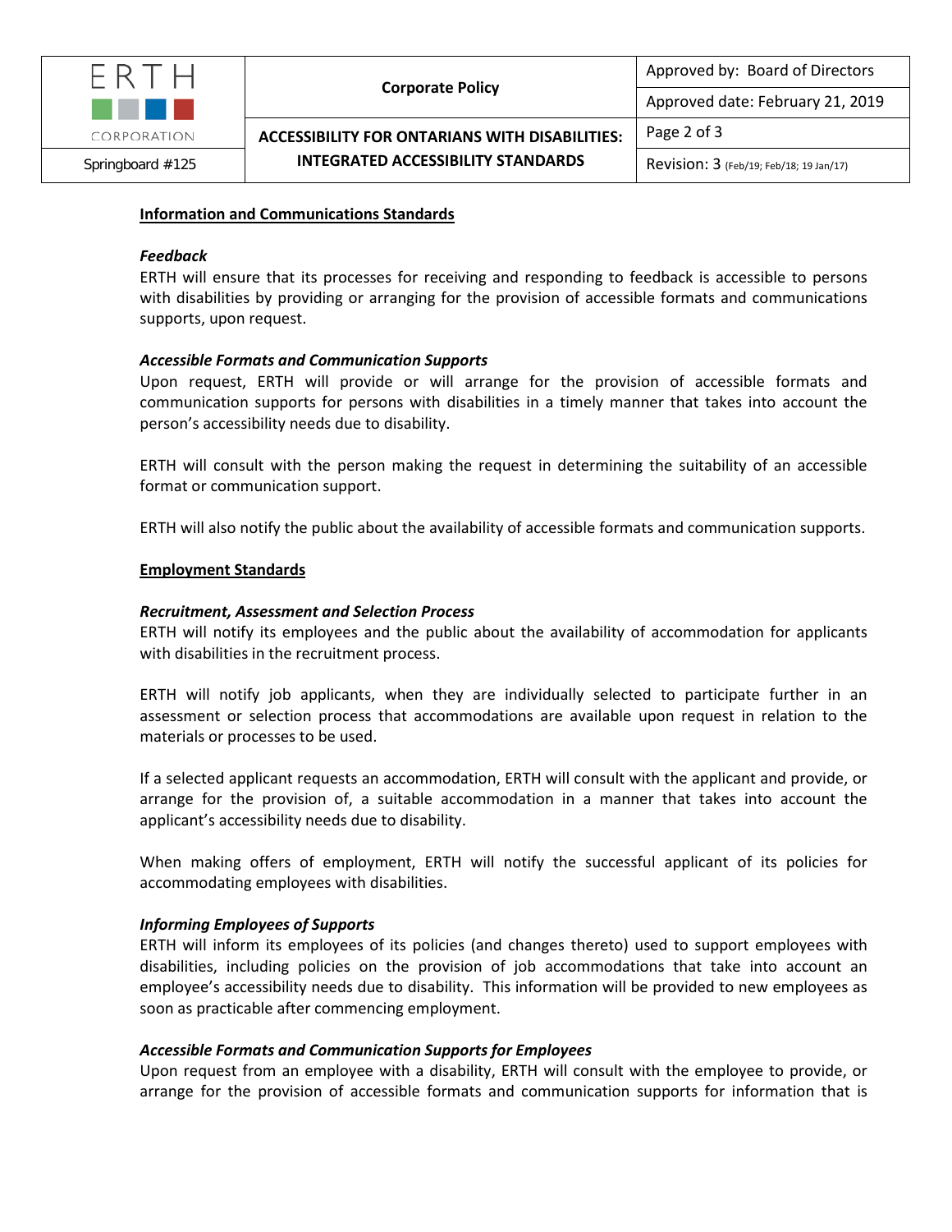**Information and Communications Standards**

***Feedback***

ERTH will ensure that its processes for receiving and responding to feedback is accessible to persons with disabilities by providing or arranging for the provision of accessible formats and communications supports, upon request.

***Accessible Formats and Communication Supports***

Upon request, ERTH will provide or will arrange for the provision of accessible formats and communication supports for persons with disabilities in a timely manner that takes into account the person's accessibility needs due to disability.

ERTH will consult with the person making the request in determining the suitability of an accessible format or communication support.

ERTH will also notify the public about the availability of accessible formats and communication supports.

**Employment Standards**

***Recruitment, Assessment and Selection Process***

ERTH will notify its employees and the public about the availability of accommodation for applicants with disabilities in the recruitment process.

ERTH will notify job applicants, when they are individually selected to participate further in an assessment or selection process that accommodations are available upon request in relation to the materials or processes to be used.

If a selected applicant requests an accommodation, ERTH will consult with the applicant and provide, or arrange for the provision of, a suitable accommodation in a manner that takes into account the applicant's accessibility needs due to disability.

When making offers of employment, ERTH will notify the successful applicant of its policies for accommodating employees with disabilities.

***Informing Employees of Supports***

ERTH will inform its employees of its policies (and changes thereto) used to support employees with disabilities, including policies on the provision of job accommodations that take into account an employee's accessibility needs due to disability. This information will be provided to new employees as soon as practicable after commencing employment.

***Accessible Formats and Communication Supports for Employees***

Upon request from an employee with a disability, ERTH will consult with the employee to provide, or arrange for the provision of accessible formats and communication supports for information that is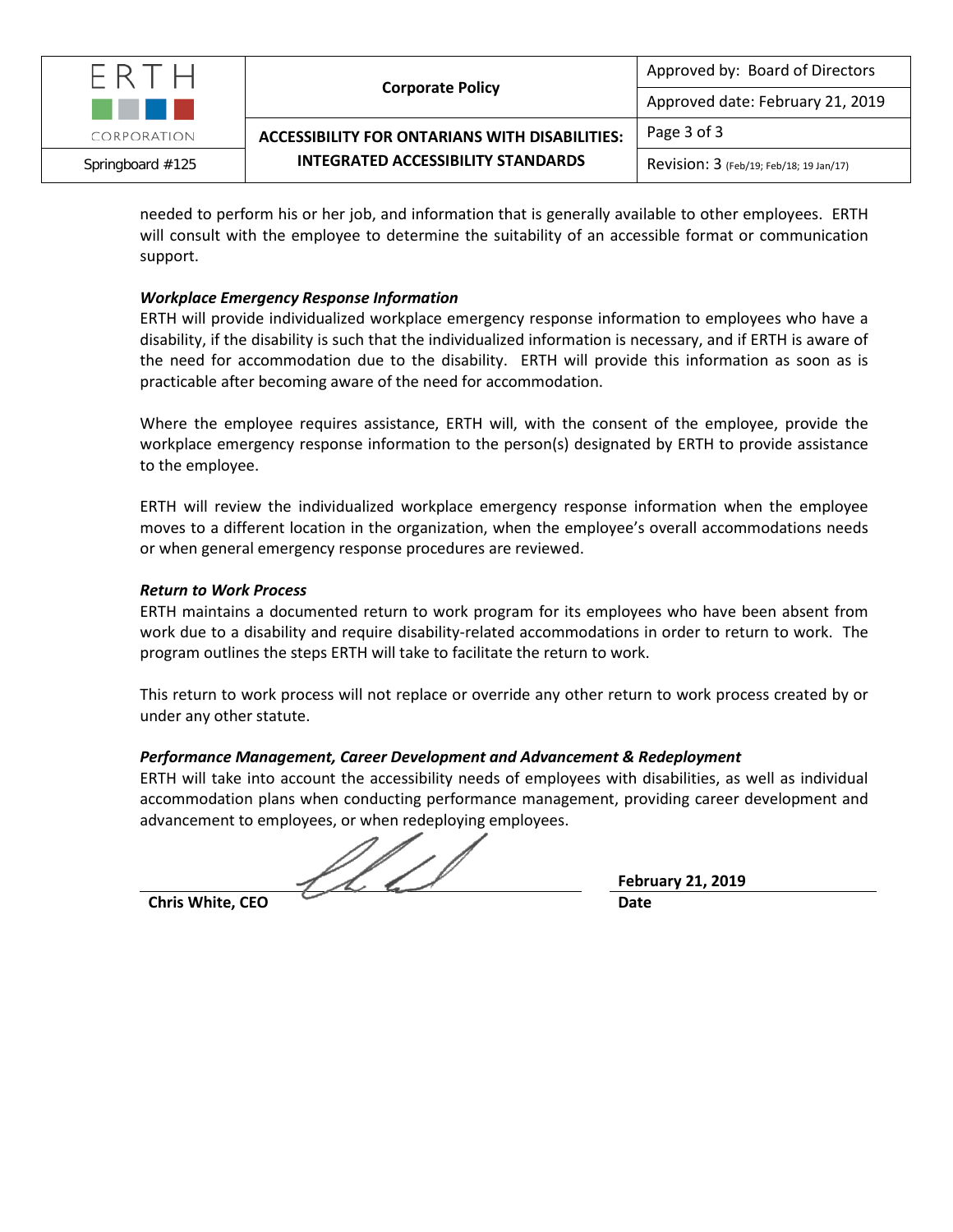needed to perform his or her job, and information that is generally available to other employees. ERTH will consult with the employee to determine the suitability of an accessible format or communication support.

***Workplace Emergency Response Information***

ERTH will provide individualized workplace emergency response information to employees who have a disability, if the disability is such that the individualized information is necessary, and if ERTH is aware of the need for accommodation due to the disability. ERTH will provide this information as soon as is practicable after becoming aware of the need for accommodation.

Where the employee requires assistance, ERTH will, with the consent of the employee, provide the workplace emergency response information to the person(s) designated by ERTH to provide assistance to the employee.

ERTH will review the individualized workplace emergency response information when the employee moves to a different location in the organization, when the employee's overall accommodations needs or when general emergency response procedures are reviewed.

***Return to Work Process***

ERTH maintains a documented return to work program for its employees who have been absent from work due to a disability and require disability-related accommodations in order to return to work. The program outlines the steps ERTH will take to facilitate the return to work.

This return to work process will not replace or override any other return to work process created by or under any other statute.

***Performance Management, Career Development and Advancement & Redeployment***

ERTH will take into account the accessibility needs of employees with disabilities, as well as individual accommodation plans when conducting performance management, providing career development and advancement to employees, or when redeploying employees.

**Chris White, CEO**

**February 21, 2019**

**Date**